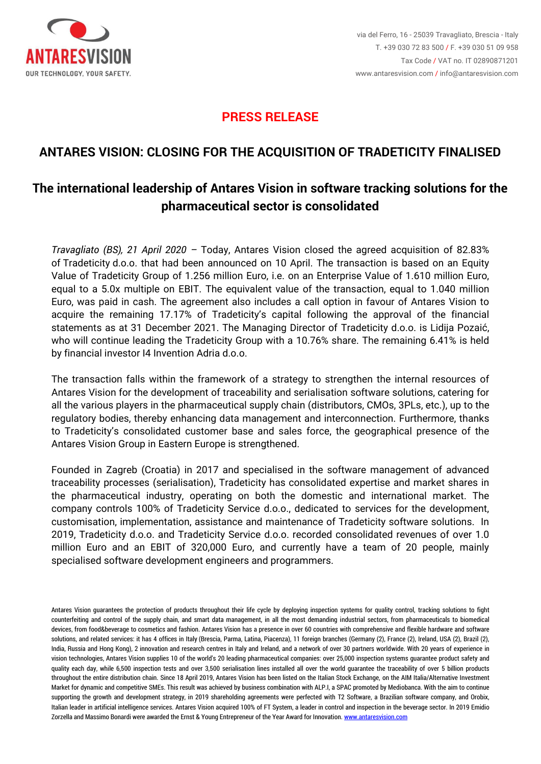ANTARESVISION

OUR TECHNOLOGY, YOUR SAFETY.

via del Ferro, 16 - 25039 Travagliato, Brescia - Italy
T. +39 030 72 83 500 / F. +39 030 51 09 958
Tax Code / VAT no. IT 02890871201
www.antaresvision.com / info@antaresvision.com

**PRESS RELEASE**

# ANTARES VISION: CLOSING FOR THE ACQUISITION OF TRADETICITY FINALISED

## The international leadership of Antares Vision in software tracking solutions for the pharmaceutical sector is consolidated

*Travagliato (BS), 21 April 2020* – Today, Antares Vision closed the agreed acquisition of 82.83% of Tradeticity d.o.o. that had been announced on 10 April. The transaction is based on an Equity Value of Tradeticity Group of 1.256 million Euro, i.e. on an Enterprise Value of 1.610 million Euro, equal to a 5.0x multiple on EBIT. The equivalent value of the transaction, equal to 1.040 million Euro, was paid in cash. The agreement also includes a call option in favour of Antares Vision to acquire the remaining 17.17% of Tradeticity's capital following the approval of the financial statements as at 31 December 2021. The Managing Director of Tradeticity d.o.o. is Lidija Pozaić, who will continue leading the Tradeticity Group with a 10.76% share. The remaining 6.41% is held by financial investor I4 Invention Adria d.o.o.

The transaction falls within the framework of a strategy to strengthen the internal resources of Antares Vision for the development of traceability and serialisation software solutions, catering for all the various players in the pharmaceutical supply chain (distributors, CMOs, 3PLs, etc.), up to the regulatory bodies, thereby enhancing data management and interconnection. Furthermore, thanks to Tradeticity's consolidated customer base and sales force, the geographical presence of the Antares Vision Group in Eastern Europe is strengthened.

Founded in Zagreb (Croatia) in 2017 and specialised in the software management of advanced traceability processes (serialisation), Tradeticity has consolidated expertise and market shares in the pharmaceutical industry, operating on both the domestic and international market. The company controls 100% of Tradeticity Service d.o.o., dedicated to services for the development, customisation, implementation, assistance and maintenance of Tradeticity software solutions. In 2019, Tradeticity d.o.o. and Tradeticity Service d.o.o. recorded consolidated revenues of over 1.0 million Euro and an EBIT of 320,000 Euro, and currently have a team of 20 people, mainly specialised software development engineers and programmers.

Antares Vision guarantees the protection of products throughout their life cycle by deploying inspection systems for quality control, tracking solutions to fight counterfeiting and control of the supply chain, and smart data management, in all the most demanding industrial sectors, from pharmaceuticals to biomedical devices, from food&beverage to cosmetics and fashion. Antares Vision has a presence in over 60 countries with comprehensive and flexible hardware and software solutions, and related services: it has 4 offices in Italy (Brescia, Parma, Latina, Piacenza), 11 foreign branches (Germany (2), France (2), Ireland, USA (2), Brazil (2), India, Russia and Hong Kong), 2 innovation and research centres in Italy and Ireland, and a network of over 30 partners worldwide. With 20 years of experience in vision technologies, Antares Vision supplies 10 of the world's 20 leading pharmaceutical companies: over 25,000 inspection systems guarantee product safety and quality each day, while 6,500 inspection tests and over 3,500 serialisation lines installed all over the world guarantee the traceability of over 5 billion products throughout the entire distribution chain. Since 18 April 2019, Antares Vision has been listed on the Italian Stock Exchange, on the AIM Italia/Alternative Investment Market for dynamic and competitive SMEs. This result was achieved by business combination with ALP.I, a SPAC promoted by Mediobanca. With the aim to continue supporting the growth and development strategy, in 2019 shareholding agreements were perfected with T2 Software, a Brazilian software company, and Orobix, Italian leader in artificial intelligence services. Antares Vision acquired 100% of FT System, a leader in control and inspection in the beverage sector. In 2019 Emidio Zorzella and Massimo Bonardi were awarded the Ernst & Young Entrepreneur of the Year Award for Innovation. www.antaresvision.com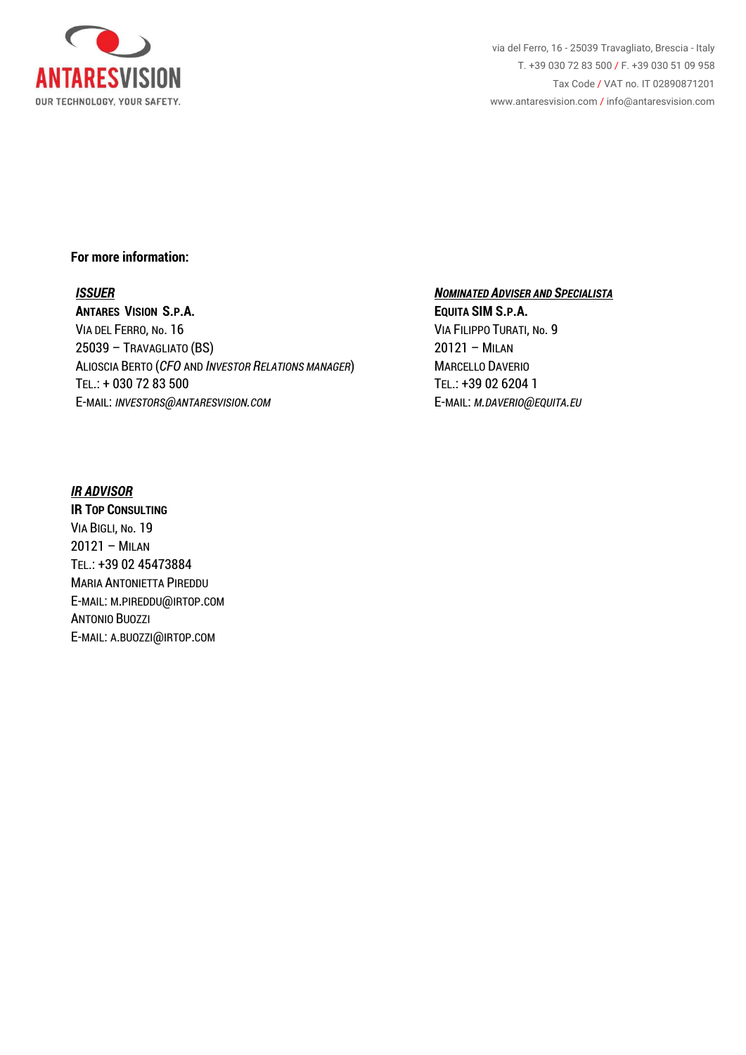**For more information:**

***ISSUER***
**ANTARES VISION S.P.A.**
VIA DEL FERRO, NO. 16
25039 – TRAVAGLIATO (BS)
ALIOSCIA BERTO (*CFO* AND *INVESTOR RELATIONS MANAGER*)
TEL.: + 030 72 83 500
E-MAIL: *INVESTORS@ANTARESVISION.COM*

***NOMINATED ADVISER AND SPECIALISTA***
**EQUITA SIM S.P.A.**
VIA FILIPPO TURATI, NO. 9
20121 – MILAN
MARCELLO DAVERIO
TEL.: +39 02 6204 1
E-MAIL: *M.DAVERIO@EQUITA.EU*

***IR ADVISOR***
**IR TOP CONSULTING**
VIA BIGLI, NO. 19
20121 – MILAN
TEL.: +39 02 45473884
MARIA ANTONIETTA PIREDDU
E-MAIL: M.PIREDDU@IRTOP.COM
ANTONIO BUOZZI
E-MAIL: A.BUOZZI@IRTOP.COM